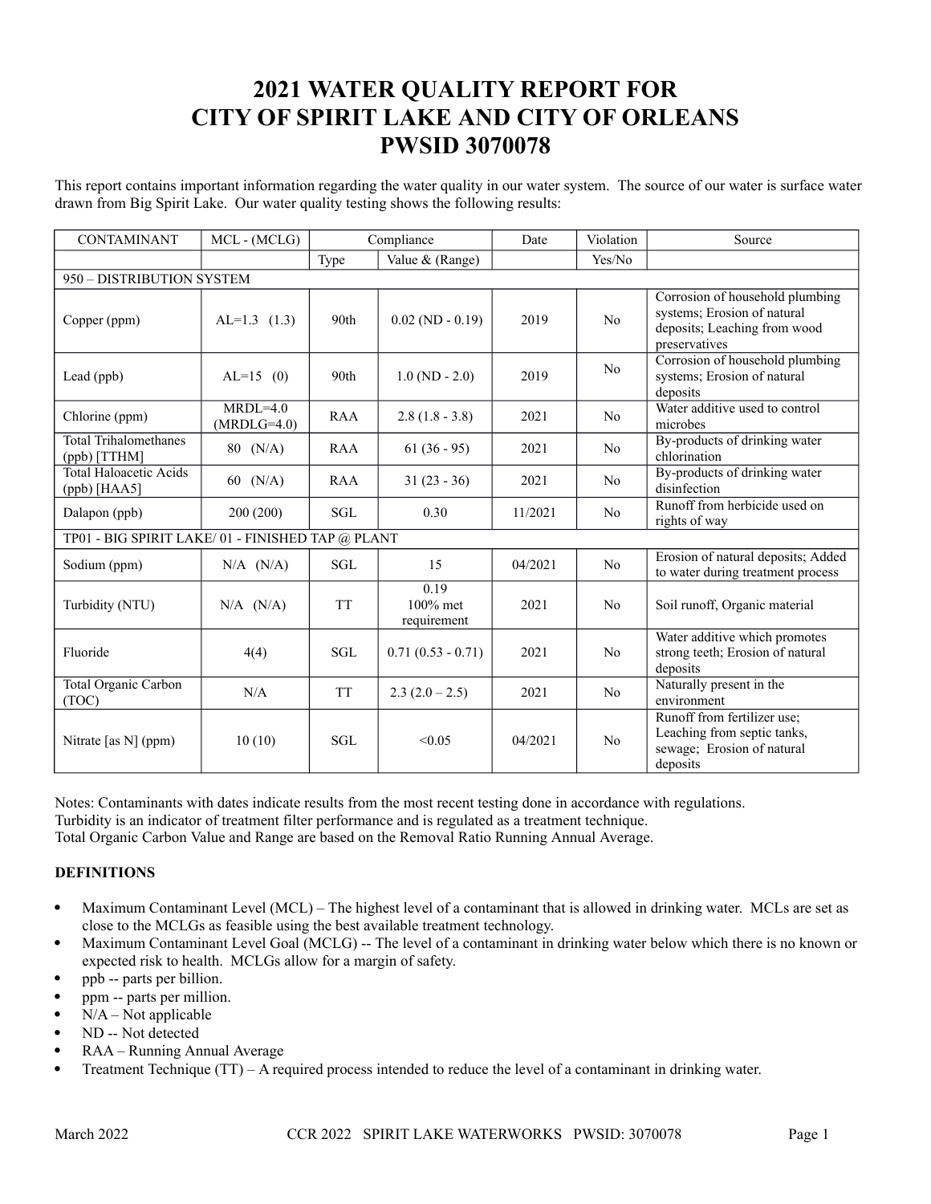# 2021 WATER QUALITY REPORT FOR CITY OF SPIRIT LAKE AND CITY OF ORLEANS PWSID 3070078

This report contains important information regarding the water quality in our water system. The source of our water is surface water drawn from Big Spirit Lake. Our water quality testing shows the following results:

| CONTAMINANT | MCL - (MCLG) | Compliance | | Date | Violation | Source |
|---|---|---|---|---|---|---|
| | | Type | Value & (Range) | | Yes/No | |
| 950 – DISTRIBUTION SYSTEM | | | | | | |
| Copper (ppm) | AL=1.3 (1.3) | 90th | 0.02 (ND - 0.19) | 2019 | No | Corrosion of household plumbing systems; Erosion of natural deposits; Leaching from wood preservatives |
| Lead (ppb) | AL=15 (0) | 90th | 1.0 (ND - 2.0) | 2019 | No | Corrosion of household plumbing systems; Erosion of natural deposits |
| Chlorine (ppm) | MRDL=4.0 (MRDLG=4.0) | RAA | 2.8 (1.8 - 3.8) | 2021 | No | Water additive used to control microbes |
| Total Trihalomethanes (ppb) [TTHM] | 80 (N/A) | RAA | 61 (36 - 95) | 2021 | No | By-products of drinking water chlorination |
| Total Haloacetic Acids (ppb) [HAA5] | 60 (N/A) | RAA | 31 (23 - 36) | 2021 | No | By-products of drinking water disinfection |
| Dalapon (ppb) | 200 (200) | SGL | 0.30 | 11/2021 | No | Runoff from herbicide used on rights of way |
| TP01 - BIG SPIRIT LAKE/ 01 - FINISHED TAP @ PLANT | | | | | | |
| Sodium (ppm) | N/A (N/A) | SGL | 15 | 04/2021 | No | Erosion of natural deposits; Added to water during treatment process |
| Turbidity (NTU) | N/A (N/A) | TT | 0.19 100% met requirement | 2021 | No | Soil runoff, Organic material |
| Fluoride | 4(4) | SGL | 0.71 (0.53 - 0.71) | 2021 | No | Water additive which promotes strong teeth; Erosion of natural deposits |
| Total Organic Carbon (TOC) | N/A | TT | 2.3 (2.0 – 2.5) | 2021 | No | Naturally present in the environment |
| Nitrate [as N] (ppm) | 10 (10) | SGL | <0.05 | 04/2021 | No | Runoff from fertilizer use; Leaching from septic tanks, sewage; Erosion of natural deposits |

Notes: Contaminants with dates indicate results from the most recent testing done in accordance with regulations.
Turbidity is an indicator of treatment filter performance and is regulated as a treatment technique.
Total Organic Carbon Value and Range are based on the Removal Ratio Running Annual Average.

**DEFINITIONS**

- Maximum Contaminant Level (MCL) – The highest level of a contaminant that is allowed in drinking water. MCLs are set as close to the MCLGs as feasible using the best available treatment technology.
- Maximum Contaminant Level Goal (MCLG) -- The level of a contaminant in drinking water below which there is no known or expected risk to health. MCLGs allow for a margin of safety.
- ppb -- parts per billion.
- ppm -- parts per million.
- N/A – Not applicable
- ND -- Not detected
- RAA – Running Annual Average
- Treatment Technique (TT) – A required process intended to reduce the level of a contaminant in drinking water.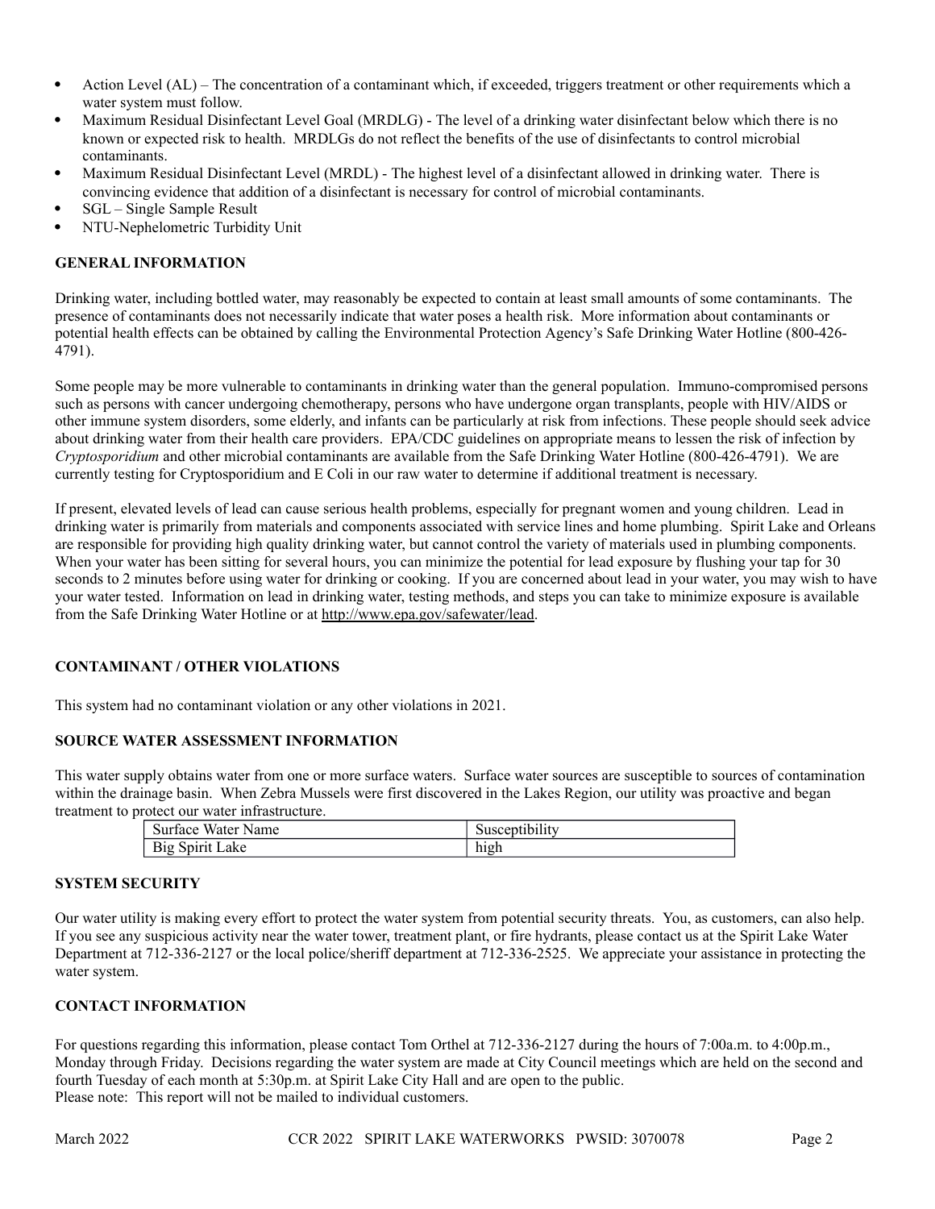- Action Level (AL) – The concentration of a contaminant which, if exceeded, triggers treatment or other requirements which a water system must follow.
- Maximum Residual Disinfectant Level Goal (MRDLG) - The level of a drinking water disinfectant below which there is no known or expected risk to health. MRDLGs do not reflect the benefits of the use of disinfectants to control microbial contaminants.
- Maximum Residual Disinfectant Level (MRDL) - The highest level of a disinfectant allowed in drinking water. There is convincing evidence that addition of a disinfectant is necessary for control of microbial contaminants.
- SGL – Single Sample Result
- NTU-Nephelometric Turbidity Unit

## GENERAL INFORMATION

Drinking water, including bottled water, may reasonably be expected to contain at least small amounts of some contaminants. The presence of contaminants does not necessarily indicate that water poses a health risk. More information about contaminants or potential health effects can be obtained by calling the Environmental Protection Agency's Safe Drinking Water Hotline (800-426-4791).

Some people may be more vulnerable to contaminants in drinking water than the general population. Immuno-compromised persons such as persons with cancer undergoing chemotherapy, persons who have undergone organ transplants, people with HIV/AIDS or other immune system disorders, some elderly, and infants can be particularly at risk from infections. These people should seek advice about drinking water from their health care providers. EPA/CDC guidelines on appropriate means to lessen the risk of infection by *Cryptosporidium* and other microbial contaminants are available from the Safe Drinking Water Hotline (800-426-4791). We are currently testing for Cryptosporidium and E Coli in our raw water to determine if additional treatment is necessary.

If present, elevated levels of lead can cause serious health problems, especially for pregnant women and young children. Lead in drinking water is primarily from materials and components associated with service lines and home plumbing. Spirit Lake and Orleans are responsible for providing high quality drinking water, but cannot control the variety of materials used in plumbing components. When your water has been sitting for several hours, you can minimize the potential for lead exposure by flushing your tap for 30 seconds to 2 minutes before using water for drinking or cooking. If you are concerned about lead in your water, you may wish to have your water tested. Information on lead in drinking water, testing methods, and steps you can take to minimize exposure is available from the Safe Drinking Water Hotline or at http://www.epa.gov/safewater/lead.

## CONTAMINANT / OTHER VIOLATIONS

This system had no contaminant violation or any other violations in 2021.

## SOURCE WATER ASSESSMENT INFORMATION

This water supply obtains water from one or more surface waters. Surface water sources are susceptible to sources of contamination within the drainage basin. When Zebra Mussels were first discovered in the Lakes Region, our utility was proactive and began treatment to protect our water infrastructure.

| Surface Water Name | Susceptibility |
| --- | --- |
| Big Spirit Lake | high |

## SYSTEM SECURITY

Our water utility is making every effort to protect the water system from potential security threats. You, as customers, can also help. If you see any suspicious activity near the water tower, treatment plant, or fire hydrants, please contact us at the Spirit Lake Water Department at 712-336-2127 or the local police/sheriff department at 712-336-2525. We appreciate your assistance in protecting the water system.

## CONTACT INFORMATION

For questions regarding this information, please contact Tom Orthel at 712-336-2127 during the hours of 7:00a.m. to 4:00p.m., Monday through Friday. Decisions regarding the water system are made at City Council meetings which are held on the second and fourth Tuesday of each month at 5:30p.m. at Spirit Lake City Hall and are open to the public.
Please note: This report will not be mailed to individual customers.